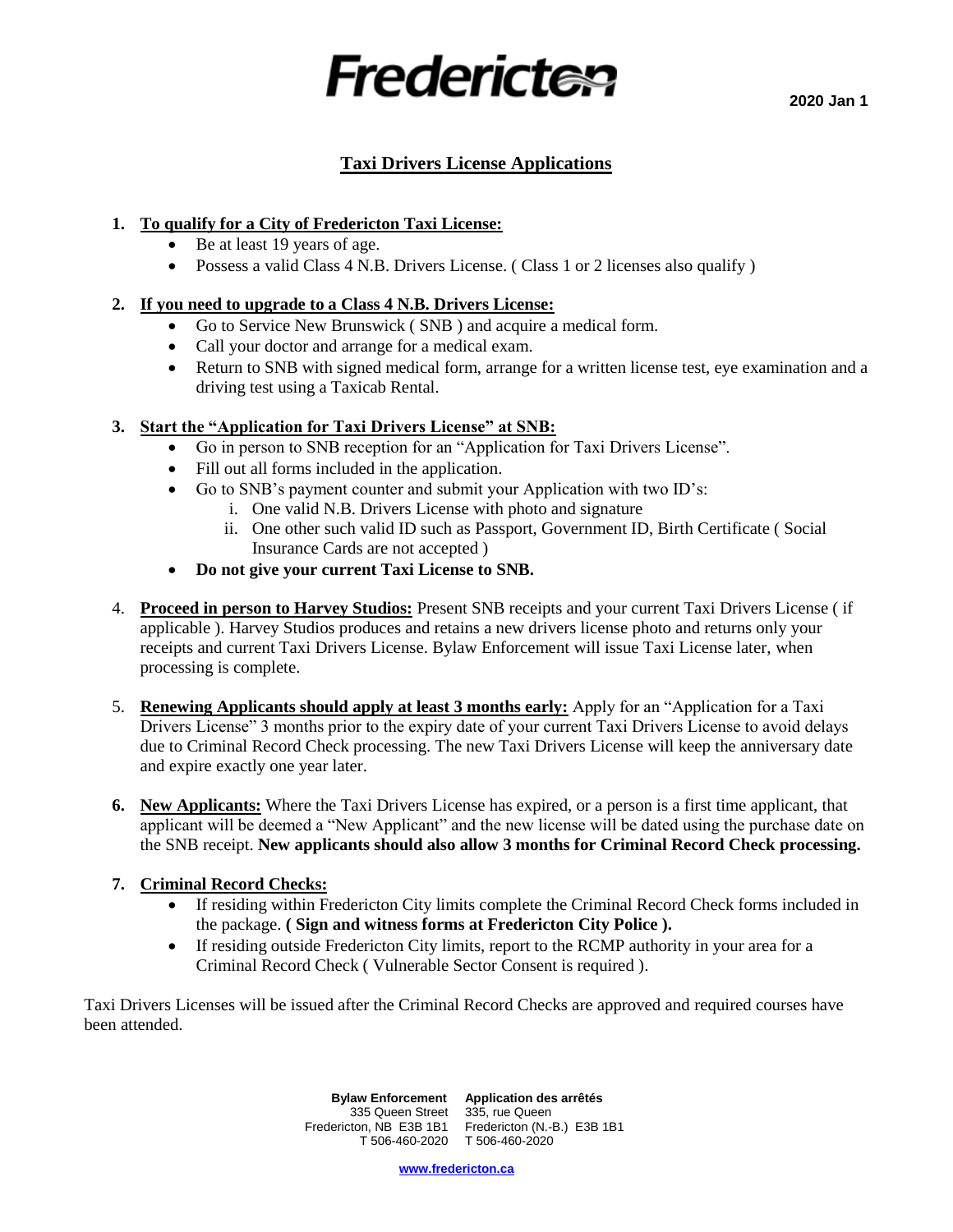# Fredericton

**2020 Jan 1**

## Taxi Drivers License Applications

1. **To qualify for a City of Fredericton Taxi License:**
   - Be at least 19 years of age.
   - Possess a valid Class 4 N.B. Drivers License. ( Class 1 or 2 licenses also qualify )

2. **If you need to upgrade to a Class 4 N.B. Drivers License:**
   - Go to Service New Brunswick ( SNB ) and acquire a medical form.
   - Call your doctor and arrange for a medical exam.
   - Return to SNB with signed medical form, arrange for a written license test, eye examination and a driving test using a Taxicab Rental.

3. **Start the "Application for Taxi Drivers License" at SNB:**
   - Go in person to SNB reception for an "Application for Taxi Drivers License".
   - Fill out all forms included in the application.
   - Go to SNB's payment counter and submit your Application with two ID's:
     1. One valid N.B. Drivers License with photo and signature
     2. One other such valid ID such as Passport, Government ID, Birth Certificate ( Social Insurance Cards are not accepted )
   - **Do not give your current Taxi License to SNB.**

4. **Proceed in person to Harvey Studios:** Present SNB receipts and your current Taxi Drivers License ( if applicable ). Harvey Studios produces and retains a new drivers license photo and returns only your receipts and current Taxi Drivers License. Bylaw Enforcement will issue Taxi License later, when processing is complete.

5. **Renewing Applicants should apply at least 3 months early:** Apply for an "Application for a Taxi Drivers License" 3 months prior to the expiry date of your current Taxi Drivers License to avoid delays due to Criminal Record Check processing. The new Taxi Drivers License will keep the anniversary date and expire exactly one year later.

6. **New Applicants:** Where the Taxi Drivers License has expired, or a person is a first time applicant, that applicant will be deemed a "New Applicant" and the new license will be dated using the purchase date on the SNB receipt. **New applicants should also allow 3 months for Criminal Record Check processing.**

7. **Criminal Record Checks:**
   - If residing within Fredericton City limits complete the Criminal Record Check forms included in the package. **( Sign and witness forms at Fredericton City Police ).**
   - If residing outside Fredericton City limits, report to the RCMP authority in your area for a Criminal Record Check ( Vulnerable Sector Consent is required ).

Taxi Drivers Licenses will be issued after the Criminal Record Checks are approved and required courses have been attended.

**Bylaw Enforcement**
335 Queen Street
Fredericton, NB E3B 1B1
T 506-460-2020

**Application des arrêtés**
335, rue Queen
Fredericton (N.-B.) E3B 1B1
T 506-460-2020

www.fredericton.ca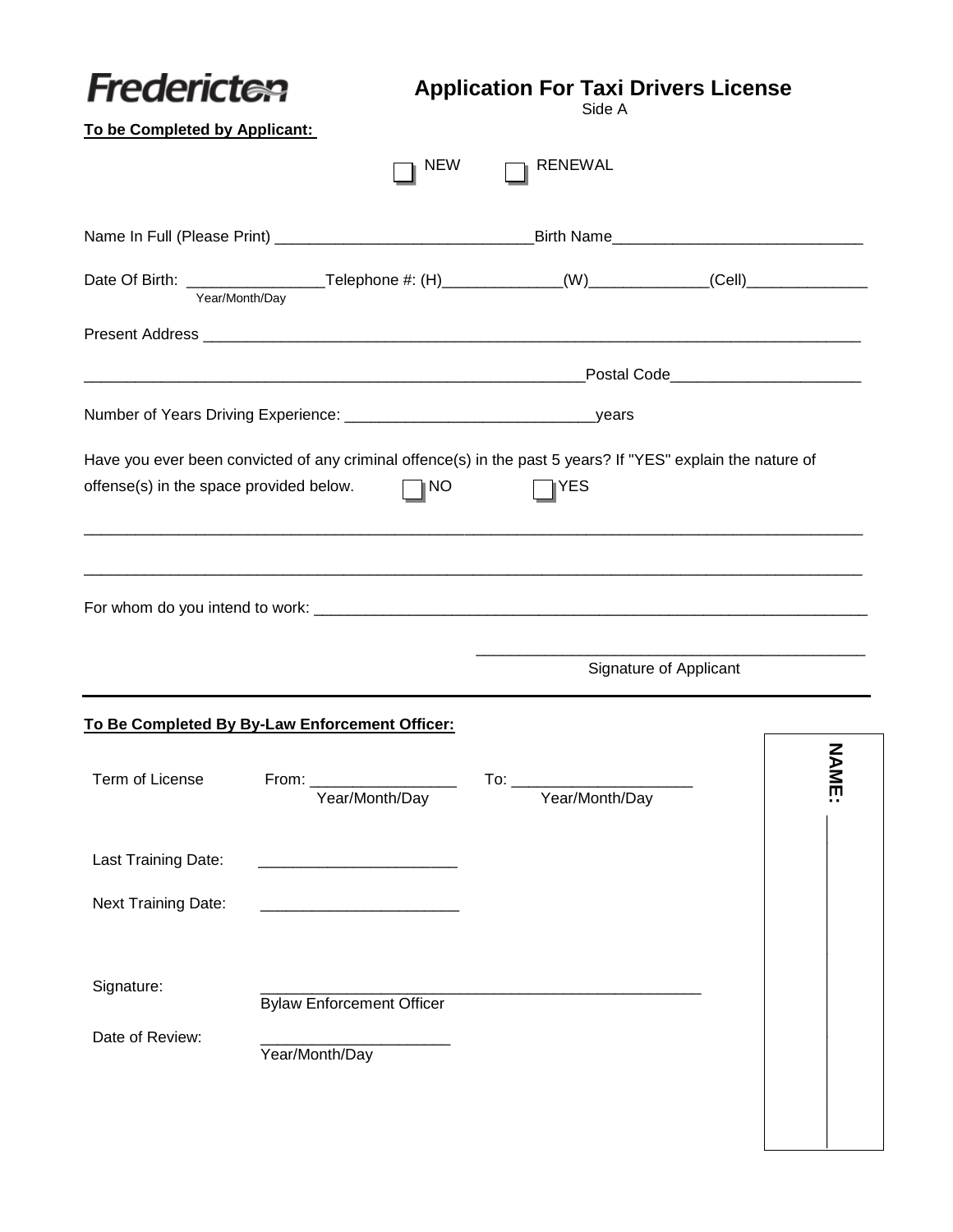**Fredericton**

# Application For Taxi Drivers License

Side A

**To be Completed by Applicant:**

☐ NEW ☐ RENEWAL

Name In Full (Please Print) ______________________________ Birth Name ______________________________

Date Of Birth: ________________ Telephone #: (H) ______________ (W) ______________ (Cell) ______________
Year/Month/Day

Present Address ________________________________________________________________________________

____________________________________________________________ Postal Code ______________________

Number of Years Driving Experience: ______________________________ years

Have you ever been convicted of any criminal offence(s) in the past 5 years? If "YES" explain the nature of offense(s) in the space provided below. ☐ NO ☐ YES

______________________________________________________________________________________________

______________________________________________________________________________________________

For whom do you intend to work: ______________________________________________________________________

______________________________________________
Signature of Applicant

---

**To Be Completed By By-Law Enforcement Officer:**

Term of License From: _________________ To: _____________________
Year/Month/Day Year/Month/Day

Last Training Date: _______________________

Next Training Date: _______________________

Signature: ____________________________________________________
Bylaw Enforcement Officer

Date of Review: ______________________
Year/Month/Day

NAME: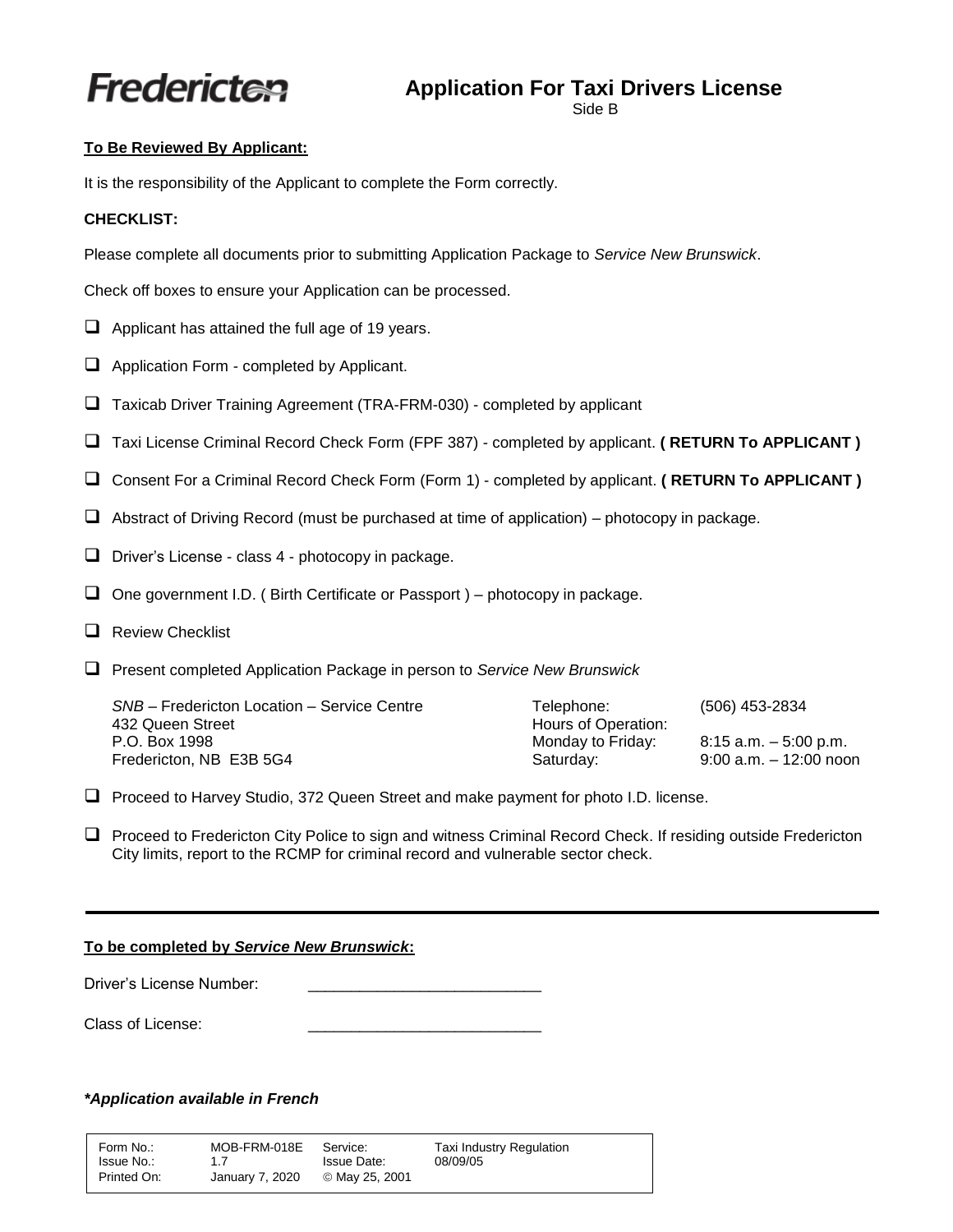# Application For Taxi Drivers License

Side B

**To Be Reviewed By Applicant:**

It is the responsibility of the Applicant to complete the Form correctly.

**CHECKLIST:**

Please complete all documents prior to submitting Application Package to *Service New Brunswick*.

Check off boxes to ensure your Application can be processed.

- ☐ Applicant has attained the full age of 19 years.
- ☐ Application Form - completed by Applicant.
- ☐ Taxicab Driver Training Agreement (TRA-FRM-030) - completed by applicant
- ☐ Taxi License Criminal Record Check Form (FPF 387) - completed by applicant. **( RETURN To APPLICANT )**
- ☐ Consent For a Criminal Record Check Form (Form 1) - completed by applicant. **( RETURN To APPLICANT )**
- ☐ Abstract of Driving Record (must be purchased at time of application) – photocopy in package.
- ☐ Driver's License - class 4 - photocopy in package.
- ☐ One government I.D. ( Birth Certificate or Passport ) – photocopy in package.
- ☐ Review Checklist
- ☐ Present completed Application Package in person to *Service New Brunswick*

*SNB* – Fredericton Location – Service Centre
432 Queen Street
P.O. Box 1998
Fredericton, NB E3B 5G4

Telephone: (506) 453-2834
Hours of Operation:
Monday to Friday: 8:15 a.m. – 5:00 p.m.
Saturday: 9:00 a.m. – 12:00 noon

- ☐ Proceed to Harvey Studio, 372 Queen Street and make payment for photo I.D. license.
- ☐ Proceed to Fredericton City Police to sign and witness Criminal Record Check. If residing outside Fredericton City limits, report to the RCMP for criminal record and vulnerable sector check.

---

**To be completed by *Service New Brunswick*:**

Driver's License Number: ___________________________

Class of License: ___________________________

***Application available in French***

| Form No.: | MOB-FRM-018E | Service: | Taxi Industry Regulation |
|---|---|---|---|
| Issue No.: | 1.7 | Issue Date: | 08/09/05 |
| Printed On: | January 7, 2020 | © May 25, 2001 | |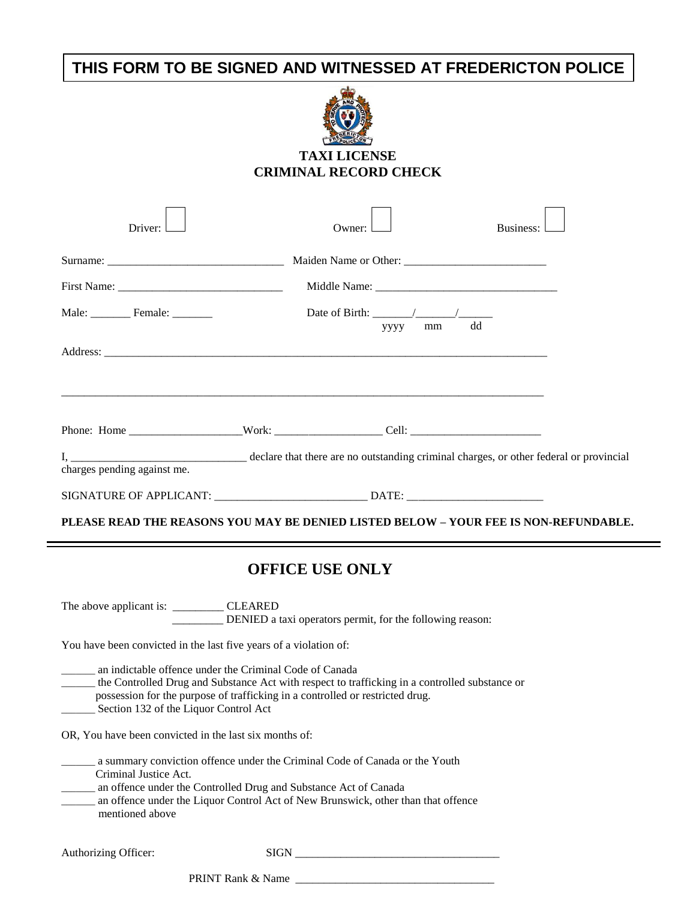**THIS FORM TO BE SIGNED AND WITNESSED AT FREDERICTON POLICE**

## TAXI LICENSE
## CRIMINAL RECORD CHECK

Driver: ☐ Owner: ☐ Business: ☐

Surname: ______________________________ Maiden Name or Other: ________________________

First Name: ____________________________ Middle Name: ______________________________

Male: _______ Female: _______ Date of Birth: _______/_______/______ (yyyy mm dd)

Address: ____________________________________________________________________________

_____________________________________________________________________________________

Phone: Home ___________________ Work: __________________ Cell: ______________________

I, ______________________________ declare that there are no outstanding criminal charges, or other federal or provincial charges pending against me.

SIGNATURE OF APPLICANT: _________________________ DATE: _______________________

**PLEASE READ THE REASONS YOU MAY BE DENIED LISTED BELOW – YOUR FEE IS NON-REFUNDABLE.**

---

## OFFICE USE ONLY

The above applicant is: _________ CLEARED
_________ DENIED a taxi operators permit, for the following reason:

You have been convicted in the last five years of a violation of:

- ______ an indictable offence under the Criminal Code of Canada
- ______ the Controlled Drug and Substance Act with respect to trafficking in a controlled substance or possession for the purpose of trafficking in a controlled or restricted drug.
- ______ Section 132 of the Liquor Control Act

OR, You have been convicted in the last six months of:

- ______ a summary conviction offence under the Criminal Code of Canada or the Youth Criminal Justice Act.
- ______ an offence under the Controlled Drug and Substance Act of Canada
- ______ an offence under the Liquor Control Act of New Brunswick, other than that offence mentioned above

Authorizing Officer: SIGN ___________________________________

PRINT Rank & Name ___________________________________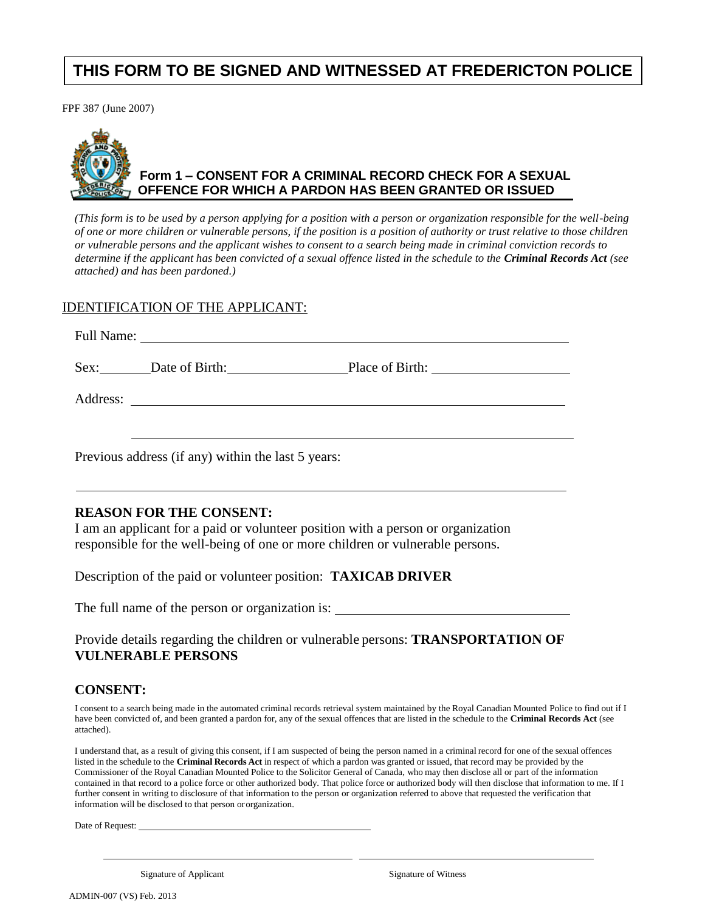**THIS FORM TO BE SIGNED AND WITNESSED AT FREDERICTON POLICE**

FPF 387 (June 2007)

## Form 1 – CONSENT FOR A CRIMINAL RECORD CHECK FOR A SEXUAL OFFENCE FOR WHICH A PARDON HAS BEEN GRANTED OR ISSUED

*(This form is to be used by a person applying for a position with a person or organization responsible for the well-being of one or more children or vulnerable persons, if the position is a position of authority or trust relative to those children or vulnerable persons and the applicant wishes to consent to a search being made in criminal conviction records to determine if the applicant has been convicted of a sexual offence listed in the schedule to the* ***Criminal Records Act*** *(see attached) and has been pardoned.)*

### IDENTIFICATION OF THE APPLICANT:

Full Name: ______________________________

Sex: ________ Date of Birth: ________________ Place of Birth: ____________________

Address: ______________________________

______________________________

Previous address (if any) within the last 5 years:

______________________________

### REASON FOR THE CONSENT:

I am an applicant for a paid or volunteer position with a person or organization responsible for the well-being of one or more children or vulnerable persons.

Description of the paid or volunteer position: **TAXICAB DRIVER**

The full name of the person or organization is: ______________________________

Provide details regarding the children or vulnerable persons: **TRANSPORTATION OF VULNERABLE PERSONS**

### CONSENT:

I consent to a search being made in the automated criminal records retrieval system maintained by the Royal Canadian Mounted Police to find out if I have been convicted of, and been granted a pardon for, any of the sexual offences that are listed in the schedule to the **Criminal Records Act** (see attached).

I understand that, as a result of giving this consent, if I am suspected of being the person named in a criminal record for one of the sexual offences listed in the schedule to the **Criminal Records Act** in respect of which a pardon was granted or issued, that record may be provided by the Commissioner of the Royal Canadian Mounted Police to the Solicitor General of Canada, who may then disclose all or part of the information contained in that record to a police force or other authorized body. That police force or authorized body will then disclose that information to me. If I further consent in writing to disclosure of that information to the person or organization referred to above that requested the verification that information will be disclosed to that person or organization.

Date of Request: ______________________________

______________________________ ______________________________

Signature of Applicant Signature of Witness

ADMIN-007 (VS) Feb. 2013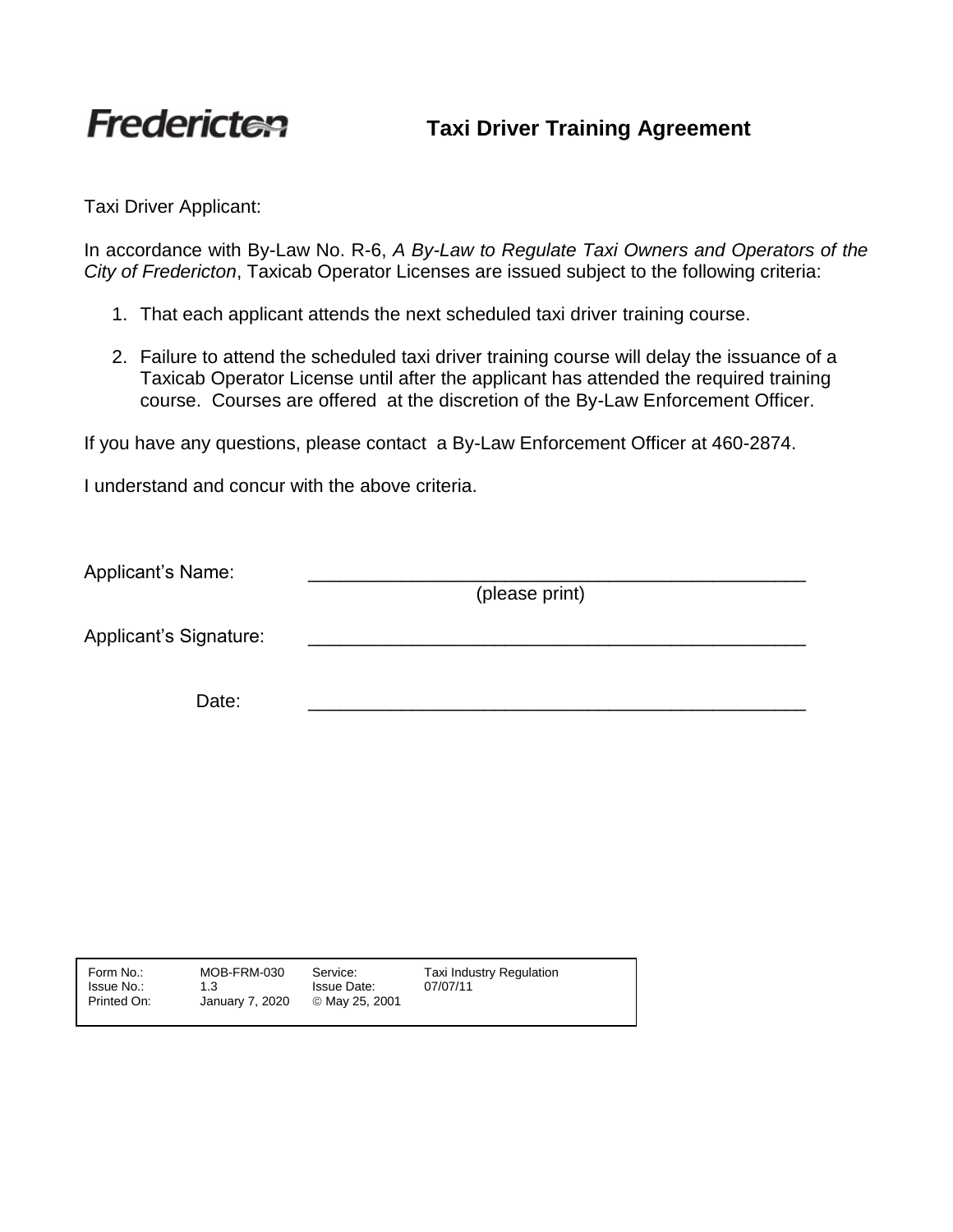Fredericton

# Taxi Driver Training Agreement

Taxi Driver Applicant:

In accordance with By-Law No. R-6, *A By-Law to Regulate Taxi Owners and Operators of the City of Fredericton*, Taxicab Operator Licenses are issued subject to the following criteria:

1. That each applicant attends the next scheduled taxi driver training course.
2. Failure to attend the scheduled taxi driver training course will delay the issuance of a Taxicab Operator License until after the applicant has attended the required training course. Courses are offered at the discretion of the By-Law Enforcement Officer.

If you have any questions, please contact a By-Law Enforcement Officer at 460-2874.

I understand and concur with the above criteria.

Applicant's Name: ______________________________________________
(please print)

Applicant's Signature: ______________________________________________

Date: ______________________________________________

| | | | |
|---|---|---|---|
| Form No.: | MOB-FRM-030 | Service: | Taxi Industry Regulation |
| Issue No.: | 1.3 | Issue Date: | 07/07/11 |
| Printed On: | January 7, 2020 | © May 25, 2001 | |